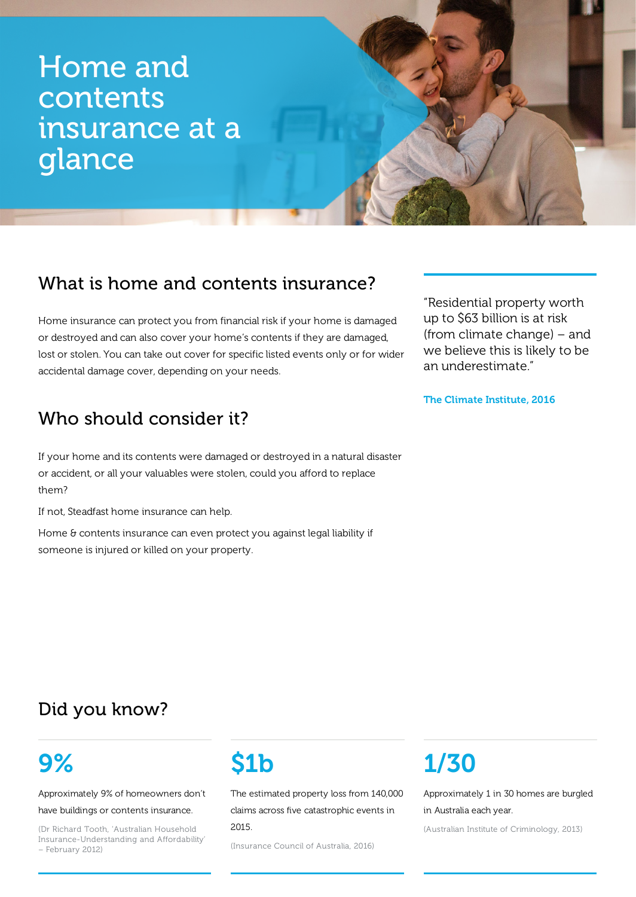# Home and contents insurance at a glance

## What is home and contents insurance?

Home insurance can protect you from financial risk if your home is damaged or destroyed and can also cover your home's contents if they are damaged, lost or stolen. You can take out cover for specific listed events only or for wider accidental damage cover, depending on your needs.

## Who should consider it?

If your home and its contents were damaged or destroyed in a natural disaster or accident, or all your valuables were stolen, could you afford to replace them?

If not, Steadfast home insurance can help.

Home & contents insurance can even protect you against legal liability if someone is injured or killed on your property.

> "Residential property worth up to $63 billion is at risk (from climate change) – and we believe this is likely to be an underestimate."
>
> **The Climate Institute, 2016**

## Did you know?

### 9%

Approximately 9% of homeowners don't have buildings or contents insurance.

(Dr Richard Tooth, 'Australian Household Insurance-Understanding and Affordability' – February 2012)

### $1b

The estimated property loss from 140,000 claims across five catastrophic events in 2015.

(Insurance Council of Australia, 2016)

### 1/30

Approximately 1 in 30 homes are burgled in Australia each year.

(Australian Institute of Criminology, 2013)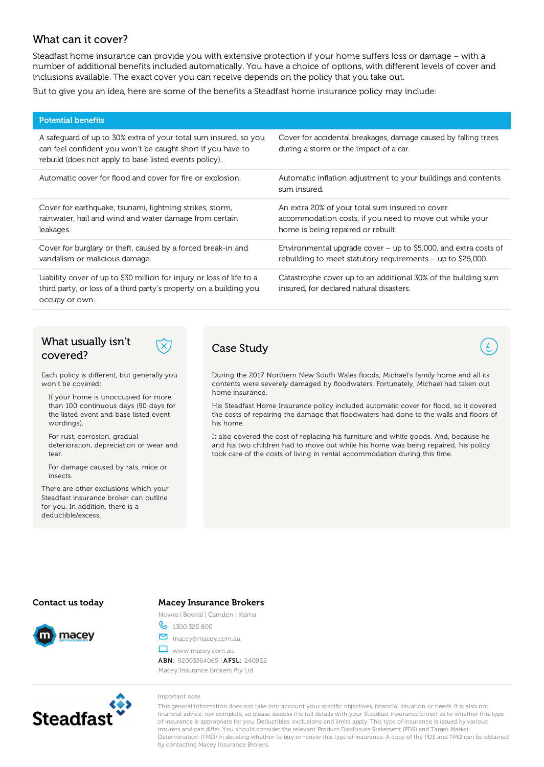## What can it cover?

Steadfast home insurance can provide you with extensive protection if your home suffers loss or damage – with a number of additional benefits included automatically. You have a choice of options, with different levels of cover and inclusions available. The exact cover you can receive depends on the policy that you take out.

But to give you an idea, here are some of the benefits a Steadfast home insurance policy may include:

| Potential benefits | |
|---|---|
| A safeguard of up to 30% extra of your total sum insured, so you can feel confident you won't be caught short if you have to rebuild (does not apply to base listed events policy). | Cover for accidental breakages, damage caused by falling trees during a storm or the impact of a car. |
| Automatic cover for flood and cover for fire or explosion. | Automatic inflation adjustment to your buildings and contents sum insured. |
| Cover for earthquake, tsunami, lightning strikes, storm, rainwater, hail and wind and water damage from certain leakages. | An extra 20% of your total sum insured to cover accommodation costs, if you need to move out while your home is being repaired or rebuilt. |
| Cover for burglary or theft, caused by a forced break-in and vandalism or malicious damage. | Environmental upgrade cover – up to $5,000, and extra costs of rebuilding to meet statutory requirements – up to $25,000. |
| Liability cover of up to $30 million for injury or loss of life to a third party, or loss of a third party's property on a building you occupy or own. | Catastrophe cover up to an additional 30% of the building sum insured, for declared natural disasters. |

### What usually isn't covered?

Each policy is different, but generally you won't be covered:

- If your home is unoccupied for more than 100 continuous days (90 days for the listed event and base listed event wordings).
- For rust, corrosion, gradual deterioration, depreciation or wear and tear.
- For damage caused by rats, mice or insects.

There are other exclusions which your Steadfast insurance broker can outline for you. In addition, there is a deductible/excess.

### Case Study

During the 2017 Northern New South Wales floods, Michael's family home and all its contents were severely damaged by floodwaters. Fortunately, Michael had taken out home insurance.

His Steadfast Home Insurance policy included automatic cover for flood, so it covered the costs of repairing the damage that floodwaters had done to the walls and floors of his home.

It also covered the cost of replacing his furniture and white goods. And, because he and his two children had to move out while his home was being repaired, his policy took care of the costs of living in rental accommodation during this time.

### Contact us today

**Macey Insurance Brokers**

Nowra | Bowral | Camden | Kiama

1300 325 800

macey@macey.com.au

www.macey.com.au

**ABN:** 92003364065 | **AFSL:** 240922

Macey Insurance Brokers Pty Ltd

Important note

This general information does not take into account your specific objectives, financial situation or needs. It is also not financial advice, nor complete, so please discuss the full details with your Steadfast insurance broker as to whether this type of insurance is appropriate for you. Deductibles, exclusions and limits apply. This type of insurance is issued by various insurers and can differ. You should consider the relevant Product Disclosure Statement (PDS) and Target Market Determination (TMD) in deciding whether to buy or renew this type of insurance. A copy of the PDS and TMD can be obtained by contacting Macey Insurance Brokers.